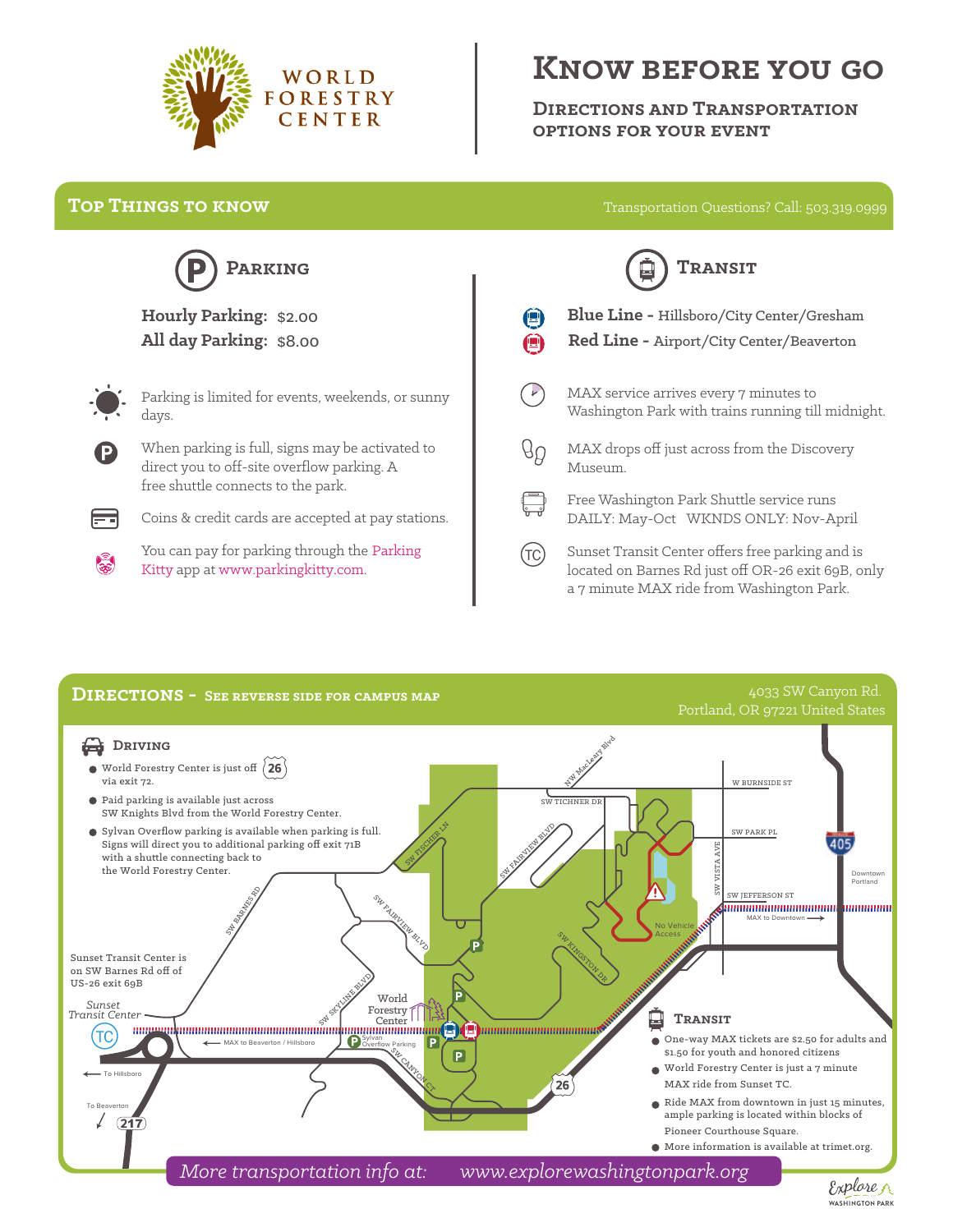WORLD FORESTRY CENTER

# Know before you go

## Directions and Transportation options for your event

## Top Things to know

Transportation Questions? Call: 503.319.0999

### Parking

**Hourly Parking:** $2.00
**All day Parking:** $8.00

- Parking is limited for events, weekends, or sunny days.
- When parking is full, signs may be activated to direct you to off-site overflow parking. A free shuttle connects to the park.
- Coins & credit cards are accepted at pay stations.
- You can pay for parking through the Parking Kitty app at www.parkingkitty.com.

### Transit

**Blue Line -** Hillsboro/City Center/Gresham
**Red Line -** Airport/City Center/Beaverton

- MAX service arrives every 7 minutes to Washington Park with trains running till midnight.
- MAX drops off just across from the Discovery Museum.
- Free Washington Park Shuttle service runs DAILY: May-Oct WKNDS ONLY: Nov-April
- Sunset Transit Center offers free parking and is located on Barnes Rd just off OR-26 exit 69B, only a 7 minute MAX ride from Washington Park.

## Directions - See reverse side for campus map

4033 SW Canyon Rd.
Portland, OR 97221 United States

### Driving

- World Forestry Center is just off 26 via exit 72.
- Paid parking is available just across SW Knights Blvd from the World Forestry Center.
- Sylvan Overflow parking is available when parking is full. Signs will direct you to additional parking off exit 71B with a shuttle connecting back to the World Forestry Center.

Sunset Transit Center is on SW Barnes Rd off of US-26 exit 69B

### Transit

- One-way MAX tickets are $2.50 for adults and $1.50 for youth and honored citizens
- World Forestry Center is just a 7 minute MAX ride from Sunset TC.
- Ride MAX from downtown in just 15 minutes, ample parking is located within blocks of Pioneer Courthouse Square.
- More information is available at trimet.org.

*More transportation info at: www.explorewashingtonpark.org*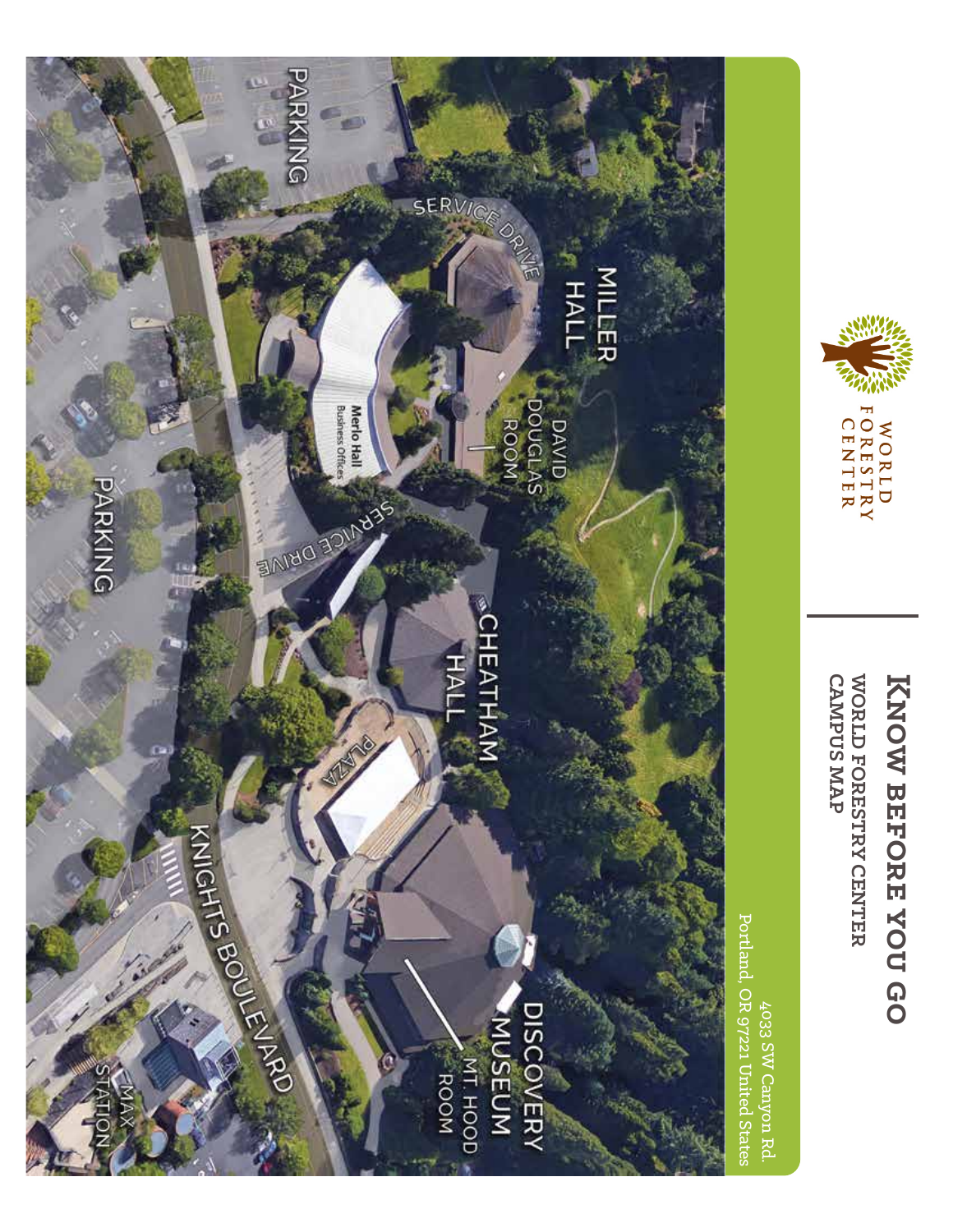# Know before you go

## WORLD FORESTRY CENTER CAMPUS MAP

4033 SW Canyon Rd.
Portland, OR 97221 United States

WORLD FORESTRY CENTER

PARKING

SERVICE DRIVE

MILLER HALL

DAVID DOUGLAS ROOM

Merlo Hall
Business Offices

SERVICE DRIVE

PARKING

CHEATHAM HALL

PLAZA

KNIGHTS BOULEVARD

DISCOVERY MUSEUM

MT. HOOD ROOM

MAX STATION